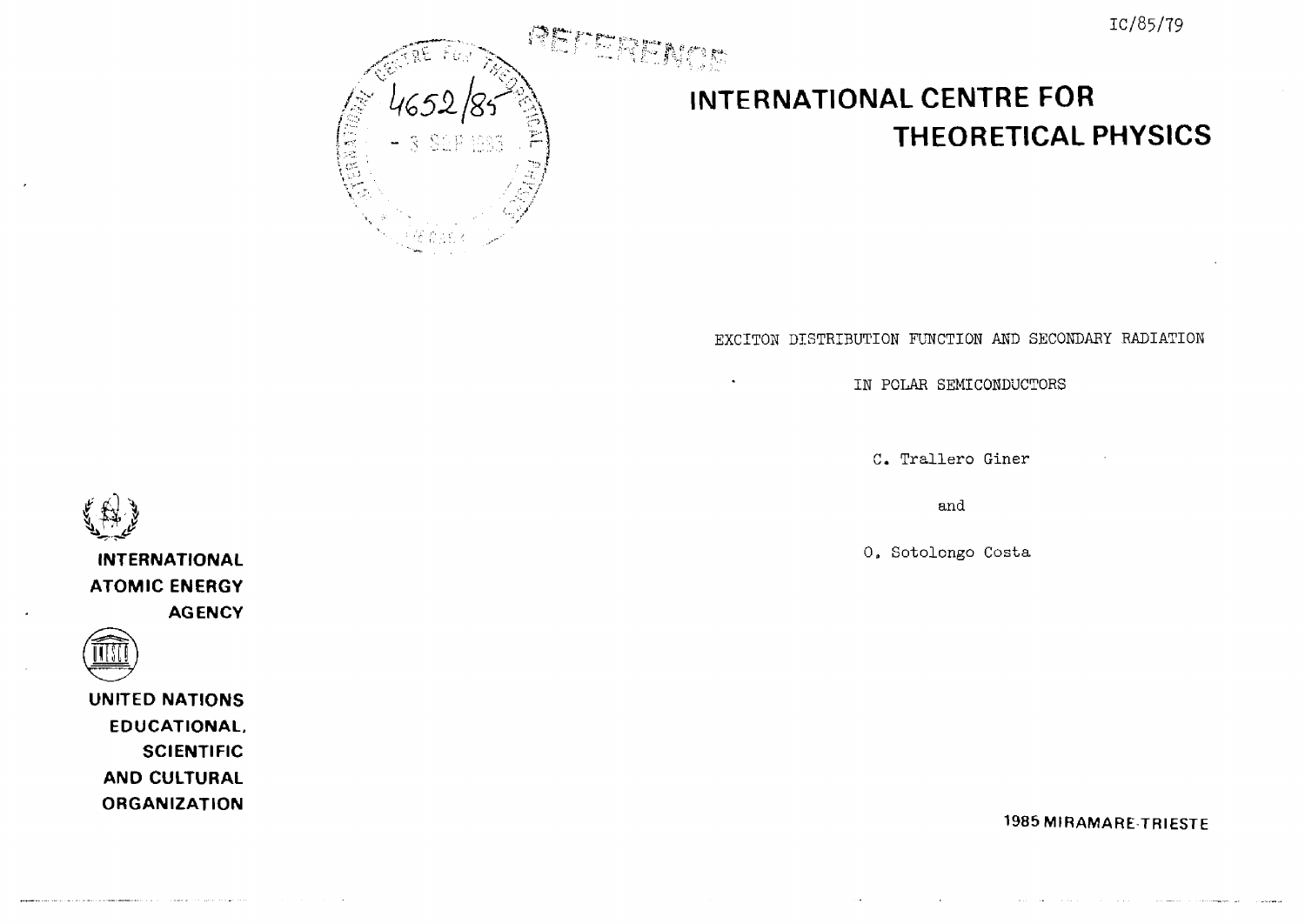IC/85/79

# INTERNATIONAL CENTRE FOR THEORETICAL PHYSICS

EXCITON DISTRIBUTION FUNCTION AND SECONDARY RADIATION

IN POLAR SEMICONDUCTORS

C. Trallero Giner

and

O. Sotolongo Costa

INTERNATIONAL ATOMIC ENERGY AGENCY

UNITED NATIONS EDUCATIONAL, SCIENTIFIC AND CULTURAL ORGANIZATION

1985 MIRAMARE-TRIESTE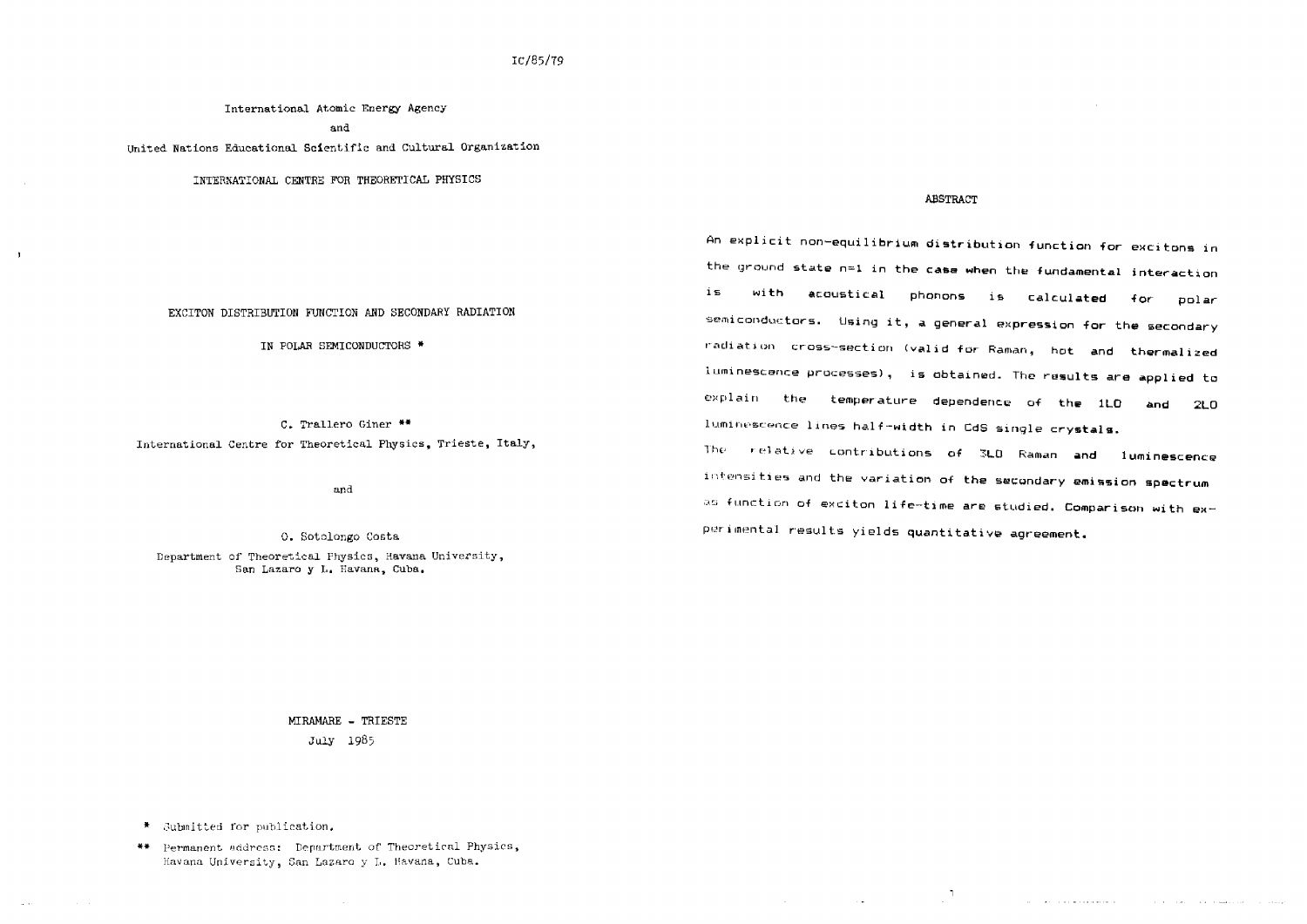IC/85/79

International Atomic Energy Agency

and

United Nations Educational Scientific and Cultural Organization

INTERNATIONAL CENTRE FOR THEORETICAL PHYSICS

# EXCITON DISTRIBUTION FUNCTION AND SECONDARY RADIATION IN POLAR SEMICONDUCTORS *

C. Trallero Giner **

International Centre for Theoretical Physics, Trieste, Italy,

and

O. Sotolongo Costa

Department of Theoretical Physics, Havana University, San Lazaro y L. Havana, Cuba.

MIRAMARE - TRIESTE

July 1985

\* Submitted for publication.

\*\* Permanent address: Department of Theoretical Physics, Havana University, San Lazaro y L. Havana, Cuba.

## ABSTRACT

An explicit non-equilibrium distribution function for excitons in the ground state n=1 in the case when the fundamental interaction is with acoustical phonons is calculated for polar semiconductors. Using it, a general expression for the secondary radiation cross-section (valid for Raman, hot and thermalized luminescence processes), is obtained. The results are applied to explain the temperature dependence of the 1LO and 2LO luminescence lines half-width in CdS single crystals. The relative contributions of 3LO Raman and luminescence intensities and the variation of the secondary emission spectrum as function of exciton life-time are studied. Comparison with experimental results yields quantitative agreement.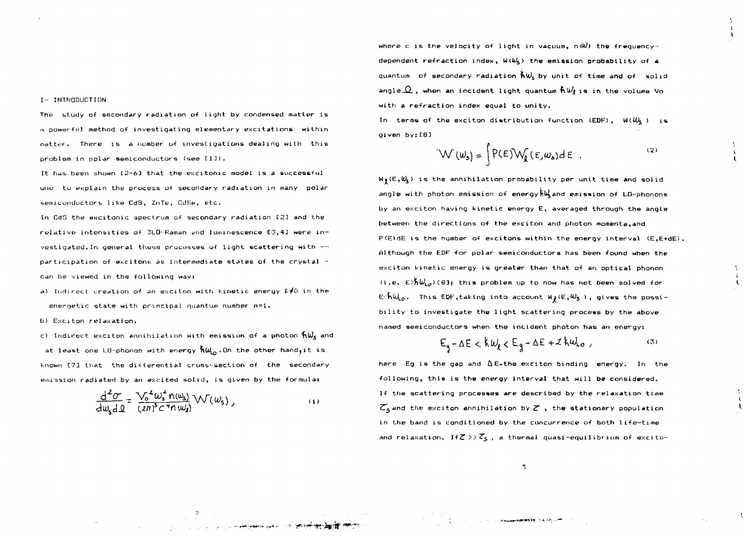## I- INTRODUCTION

The study of secondary radiation of light by condensed matter is a powerful method of investigating elementary excitations within matter. There is a number of investigations dealing with this problem in polar semiconductors (see [1]).

It has been shown [2-6] that the excitonic model is a successful one to explain the process of secondary radiation in many polar semiconductors like CdS, ZnTe, CdSe, etc.

In CdS the excitonic spectrum of secondary radiation [2] and the relative intensities of 3LO-Raman and luminescence [3,4] were investigated. In general these processes of light scattering with -- participation of excitons as intermediate states of the crystal - can be viewed in the following way:

a) Indirect creation of an exciton with kinetic energy $E \neq 0$ in the energetic state with principal quantum number n=1.

b) Exciton relaxation.

c) Indirect exciton annihilation with emission of a photon $\hbar\omega_s$ and at least one LO-phonon with energy $\hbar\omega_o$. On the other hand, it is known [7] that the differential cross-section of the secondary emission radiated by an excited solid, is given by the formula:

$$\frac{d^2\sigma}{d\omega_s d\Omega} = \frac{V_o^2 \omega_s^2 n(\omega_s)}{(2\pi)^3 c^4 n(\omega_\ell)} W(\omega_s) , \qquad (1)$$

where c is the velocity of light in vacuum, $n(\omega)$ the frequency-dependent refraction index, $W(\omega_s)$ the emission probability of a quantum of secondary radiation $\hbar\omega_s$ by unit of time and of solid angle $\Omega$, when an incident light quantum $\hbar\omega_\ell$ is in the volume Vo with a refraction index equal to unity.

In terms of the exciton distribution function (EDF), $W(\omega_s)$ is given by: [8]

$$W(\omega_s) = \int P(E) W_\ell(E, \omega_s) dE \ . \qquad (2)$$

$W_\ell(E,\omega_s)$ is the annihilation probability per unit time and solid angle with photon emission of energy $\hbar\omega_s$ and emission of LO-phonons by an exciton having kinetic energy E, averaged through the angle between the directions of the exciton and photon momenta, and $P(E)dE$ is the number of excitons within the energy interval $(E, E+dE)$. Although the EDF for polar semiconductors has been found when the exciton kinetic energy is greater than that of an optical phonon (i.e. $E > \hbar\omega_{Lo}$) [8]; this problem up to now has not been solved for $E < \hbar\omega_{Lo}$. This EDF, taking into account $W_\ell(E,\omega_s)$, gives the possibility to investigate the light scattering process by the above named semiconductors when the incident photon has an energy:

$$E_g - \Delta E < \hbar\omega_\ell < E_g - \Delta E + 2\hbar\omega_{Lo} , \qquad (3)$$

here Eg is the gap and $\Delta E$-the exciton binding energy. In the following, this is the energy interval that will be considered.

If the scattering processes are described by the relaxation time $\tau_s$ and the exciton annihilation by $\tau$, the stationary population in the band is conditioned by the concurrence of both life-time and relaxation. If $\tau >> \tau_s$, a thermal quasi-equilibrium of excito-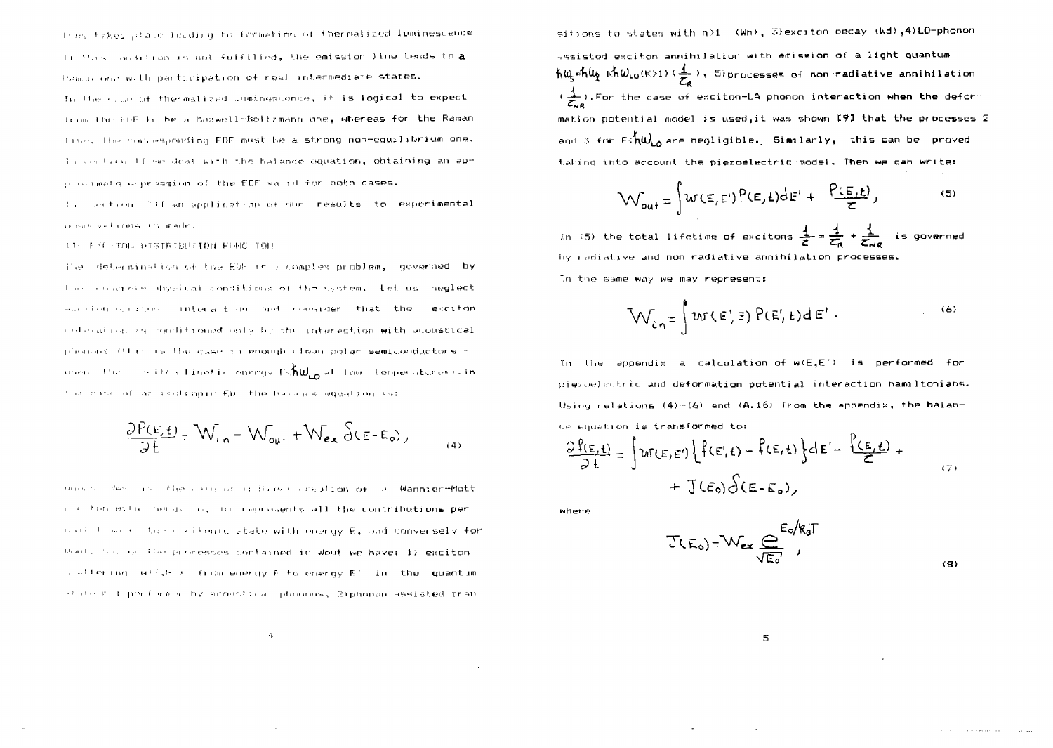tion takes place leading to formation of thermalized luminescence. If this condition is not fulfilled, the emission line tends to a Raman one with participation of real intermediate states.

In the case of thermalized luminescence, it is logical to expect from the EDF to be a Maxwell-Boltzmann one, whereas for the Raman line, the corresponding EDF must be a strong non-equilibrium one. In section II we deal with the balance equation, obtaining an approximate expression of the EDF valid for both cases.

In section III an application of our results to experimental observations is made.

## II. EXCITON DISTRIBUTION FUNCTION

The determination of the EDF is a complex problem, governed by the concrete physical conditions of the system. Let us neglect exciton-exciton interaction and consider that the exciton relaxation is conditioned only by the interaction with acoustical phonons (this is the case in enough clean polar semiconductors when the exciton kinetic energy $E<\hbar\omega_{LO}$ at low temperatures). In the case of an isotropic EDF the balance equation is:

$$\frac{\partial P(E,t)}{\partial t} = W_{in} - W_{out} + W_{ex}\,\delta(E-E_0), \tag{4}$$

where $W_{ex}$ is the rate of indirect creation of a Wannier-Mott exciton with energy $E_0$, $W_{in}$ represents all the contributions per unit time to the excitonic state with energy E, and conversely for $W_{out}$. Among the processes contained in $W_{out}$ we have: 1) exciton scattering $w(E,E')$ from energy E to energy E' in the quantum state n=1 performed by acoustical phonons, 2) phonon assisted transitions to states with n>1 ($W_n$), 3) exciton decay ($W_d$), 4) LO-phonon assisted exciton annihilation with emission of a light quantum $\hbar\omega_s=\hbar\omega_\ell-K\hbar\omega_{LO}(K>1)$ ($\frac{1}{\tau_R}$), 5) processes of non-radiative annihilation ($\frac{1}{\tau_{NR}}$). For the case of exciton-LA phonon interaction when the deformation potential model is used, it was shown [9] that the processes 2 and 3 for $E<\hbar\omega_{LO}$ are negligible. Similarly, this can be proved taking into account the piezoelectric model. Then we can write:

$$W_{out} = \int w(E,E')P(E,t)dE' + \frac{P(E,t)}{\tau}, \tag{5}$$

In (5) the total lifetime of excitons $\frac{1}{\tau}=\frac{1}{\tau_R}+\frac{1}{\tau_{NR}}$ is governed by radiative and non radiative annihilation processes.

In the same way we may represent:

$$W_{in} = \int w(E',E)\,P(E',t)dE'. \tag{6}$$

In the appendix a calculation of $w(E,E')$ is performed for piezoelectric and deformation potential interaction hamiltonians. Using relations (4)-(6) and (A.16) from the appendix, the balance equation is transformed to:

$$\frac{\partial f(E,t)}{\partial t} = \int w(E,E')\left\{f(E',t)-f(E,t)\right\}dE' - \frac{f(E,t)}{\tau} + J(E_0)\,\delta(E-E_0), \tag{7}$$

where

$$J(E_0) = W_{ex}\frac{e^{E_0/k_BT}}{\sqrt{E_0}}, \tag{8}$$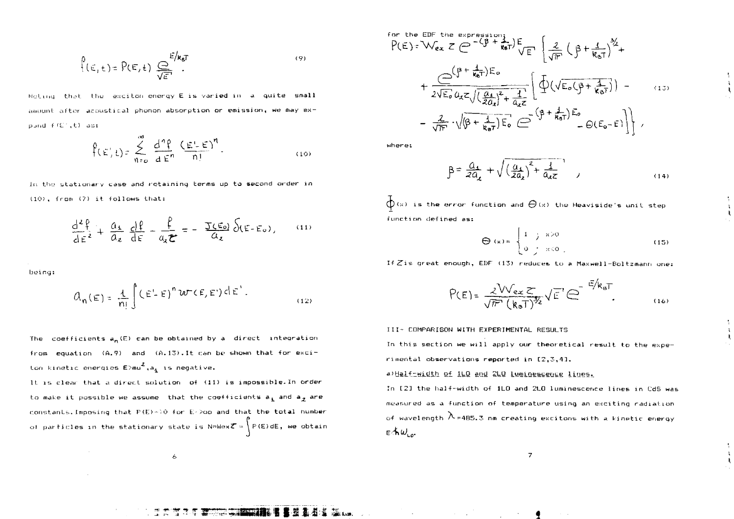$$f(E,t) = P(E,t)\,\frac{e^{E/k_BT}}{\sqrt{E}}\,. \tag{9}$$

Noting that the exciton energy E is varied in a quite small amount after acoustical phonon absorption or emission, we may expand $f(E',t)$ as:

$$f(E',t) = \sum_{n=0}^{\infty} \frac{d^n f}{dE^n}\,\frac{(E'-E)^n}{n!}\,. \tag{10}$$

In the stationary case and retaining terms up to second order in (10), from (7) it follows that:

$$\frac{d^2 f}{dE^2} + \frac{a_1}{a_2}\frac{df}{dE} - \frac{f}{a_2 \tau} = -\frac{J(E_0)}{a_2}\,\delta(E-E_0), \tag{11}$$

being:

$$a_n(E) = \frac{1}{n!}\int (E'-E)^n\, w(E,E')\,dE'\,. \tag{12}$$

The coefficients $a_n(E)$ can be obtained by a direct integration from equation (A.9) and (A.13). It can be shown that for exciton kinetic energies $E > mu^2$, $a_1$ is negative.

It is clear that a direct solution of (11) is impossible. In order to make it possible we assume that the coefficients $a_1$ and $a_2$ are constants. Imposing that $P(E) \to 0$ for $E \to \infty$ and that the total number of particles in the stationary state is $N = W_{ex}\tau = \int P(E)\,dE$, we obtain for the EDF the expression:

$$P(E) = W_{ex}\,\tau\, e^{-(\beta+\frac{1}{k_BT})E}\sqrt{E}\,\Bigg\{\frac{2}{\sqrt{\pi}}\left(\beta+\frac{1}{k_BT}\right)^{3/2} + \frac{e^{(\beta+\frac{1}{k_BT})E_0}}{2\sqrt{E_0}\,a_2\tau\sqrt{\left(\frac{a_1}{2a_2}\right)^2+\frac{1}{a_2\tau}}}\Bigg[\Phi\left(\sqrt{E_0\left(\beta+\tfrac{1}{k_BT}\right)}\right) - \frac{2}{\sqrt{\pi}}\cdot\sqrt{\left(\beta+\tfrac{1}{k_BT}\right)E_0}\; e^{-(\beta+\frac{1}{k_BT})E_0} - \Theta(E_0-E)\Bigg]\Bigg\}, \tag{13}$$

where:

$$\beta = \frac{a_1}{2a_2} + \sqrt{\left(\frac{a_1}{2a_2}\right)^2 + \frac{1}{a_2\tau}}\,, \tag{14}$$

$\Phi(x)$ is the error function and $\Theta(x)$ the Heaviside's unit step function defined as:

$$\Theta(x) = \begin{cases} 1 & ;\ x>0 \\ 0 & ;\ x<0\,. \end{cases} \tag{15}$$

If $\tau$ is great enough, EDF (13) reduces to a Maxwell-Boltzmann one:

$$P(E) = \frac{2W_{ex}\tau}{\sqrt{\pi}\,(k_BT)^{3/2}}\sqrt{E}\,e^{-E/k_BT}\,. \tag{16}$$

## III- COMPARISON WITH EXPERIMENTAL RESULTS

In this section we will apply our theoretical result to the experimental observations reported in [2,3,4].

### a) Half-width of 1LO and 2LO luminescence lines.

In [2] the half-width of 1LO and 2LO luminescence lines in CdS was measured as a function of temperature using an exciting radiation of wavelength $\lambda = 485.3$ nm creating excitons with a kinetic energy $E \approx \hbar\omega_{LO}$.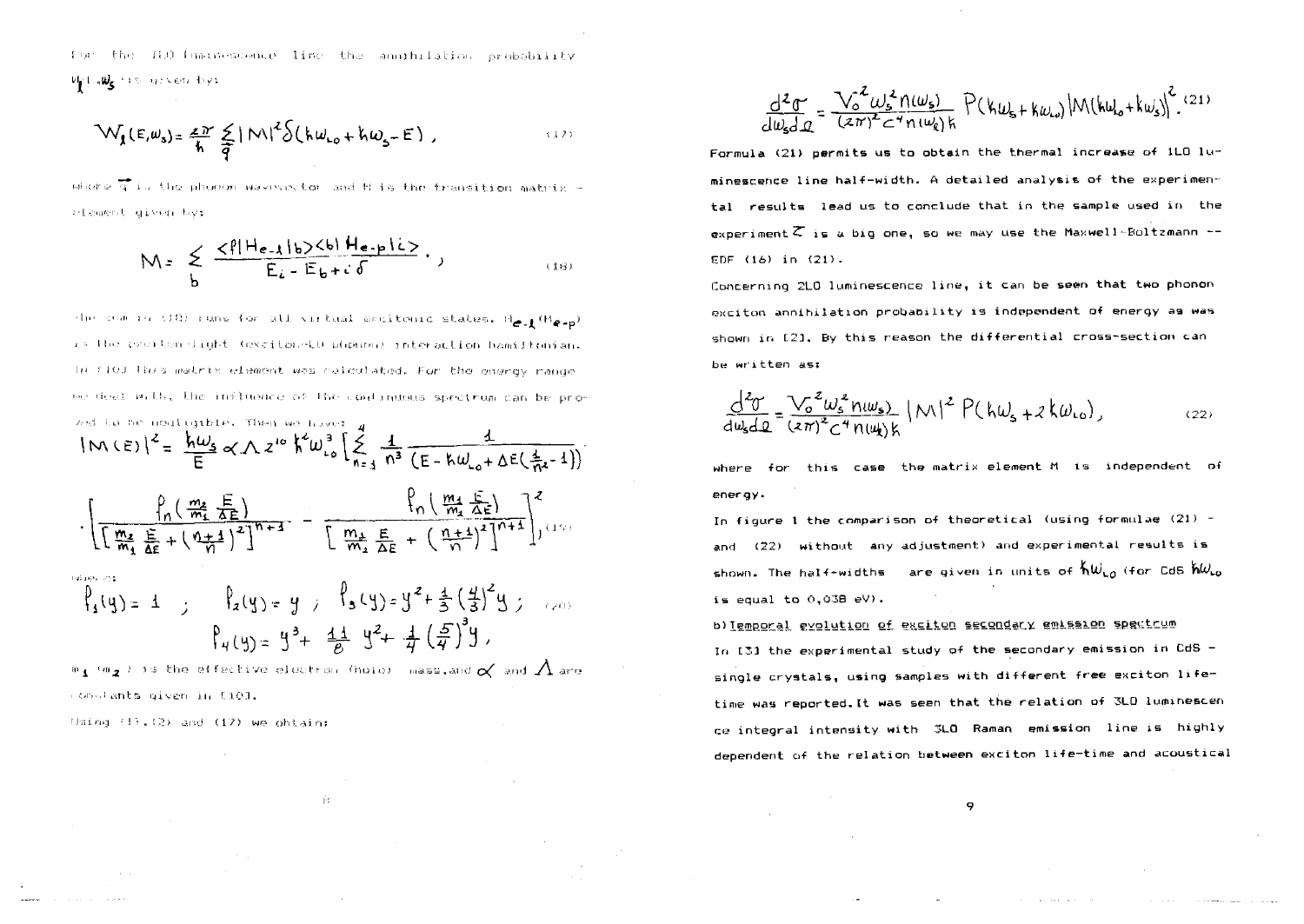For the 1LO luminescence line the annihilation probability $W_1(E,\omega_s)$ is given by:

$$W_1(E,\omega_s)=\frac{2\pi}{\hbar}\sum_{\vec q}|M|^2\delta(\hbar\omega_{Lo}+\hbar\omega_s-E)\,, \tag{17}$$

where $\vec q$ is the phonon wavevector and M is the transition matrix element given by:

$$M=\sum_b\frac{\langle f|H_{e-l}|b\rangle\langle b|H_{e-p}|i\rangle}{E_i-E_b+i\delta}\,, \tag{18}$$

the sum in (18) runs for all virtual excitonic states. $H_{e-l}$ ($H_{e-p}$) is the exciton-light (exciton-LO phonon) interaction hamiltonian. In [10] this matrix element was calculated. For the energy range we deal with, the influence of the continuous spectrum can be proved to be negligible. Then we have:

$$|M(E)|^2=\frac{\hbar\omega_s}{E}\alpha\Lambda z^{10}\hbar^2\omega_{Lo}^3\left[\sum_{n=1}^{4}\frac{1}{n^3}\frac{1}{(E-\hbar\omega_{Lo}+\Delta E(\frac{1}{n^2}-1))}\right.$$

$$\left.\cdot\left[\frac{P_n\left(\frac{m_2}{m_1}\frac{E}{\Delta E}\right)}{\left[\frac{m_2}{m_1}\frac{E}{\Delta E}+\left(\frac{n+1}{n}\right)^2\right]^{n+1}}-\frac{P_n\left(\frac{m_1}{m_2}\frac{E}{\Delta E}\right)}{\left[\frac{m_1}{m_2}\frac{E}{\Delta E}+\left(\frac{n+1}{n}\right)^2\right]^{n+1}}\right]\right]^2, \tag{19}$$

where:

$$P_1(y)=1\;;\quad P_2(y)=y\;;\quad P_3(y)=y^2+\frac{1}{3}\left(\frac{4}{3}\right)^2y\;; \tag{20}$$

$$P_4(y)=y^3+\frac{11}{8}y^2+\frac{1}{4}\left(\frac{5}{4}\right)^3y\,,$$

$m_1$ ($m_2$) is the effective electron (hole) mass, and $\alpha$ and $\Lambda$ are constants given in [10].

Using (1), (2) and (17) we obtain:

$$\frac{d^2\sigma}{d\omega_s d\Omega}=\frac{V_0^{-2}\omega_s^2 n(\omega_s)}{(2\pi)^2c^4n(\omega_\ell)\hbar}P(\hbar\omega_s+\hbar\omega_{Lo})|M(\hbar\omega_{Lo}+\hbar\omega_s)|^2\,. \tag{21}$$

Formula (21) permits us to obtain the thermal increase of 1LO luminescence line half-width. A detailed analysis of the experimental results lead us to conclude that in the sample used in the experiment $\tau$ is a big one, so we may use the Maxwell-Boltzmann -- EDF (16) in (21).

Concerning 2LO luminescence line, it can be seen that two phonon exciton annihilation probability is independent of energy as was shown in [2]. By this reason the differential cross-section can be written as:

$$\frac{d^2\sigma}{d\omega_s d\Omega}=\frac{V_0^{-2}\omega_s^2 n(\omega_s)}{(2\pi)^2c^4n(\omega_\ell)\hbar}|M|^2P(\hbar\omega_s+2\hbar\omega_{Lo})\,, \tag{22}$$

where for this case the matrix element M is independent of energy.

In figure 1 the comparison of theoretical (using formulae (21) - and (22) without any adjustment) and experimental results is shown. The half-widths are given in units of $\hbar\omega_{Lo}$ (for CdS $\hbar\omega_{Lo}$ is equal to 0,038 eV).

b) Temporal evolution of exciton secondary emission spectrum

In [3] the experimental study of the secondary emission in CdS - single crystals, using samples with different free exciton life-time was reported. It was seen that the relation of 3LO luminescence integral intensity with 3LO Raman emission line is highly dependent of the relation between exciton life-time and acoustical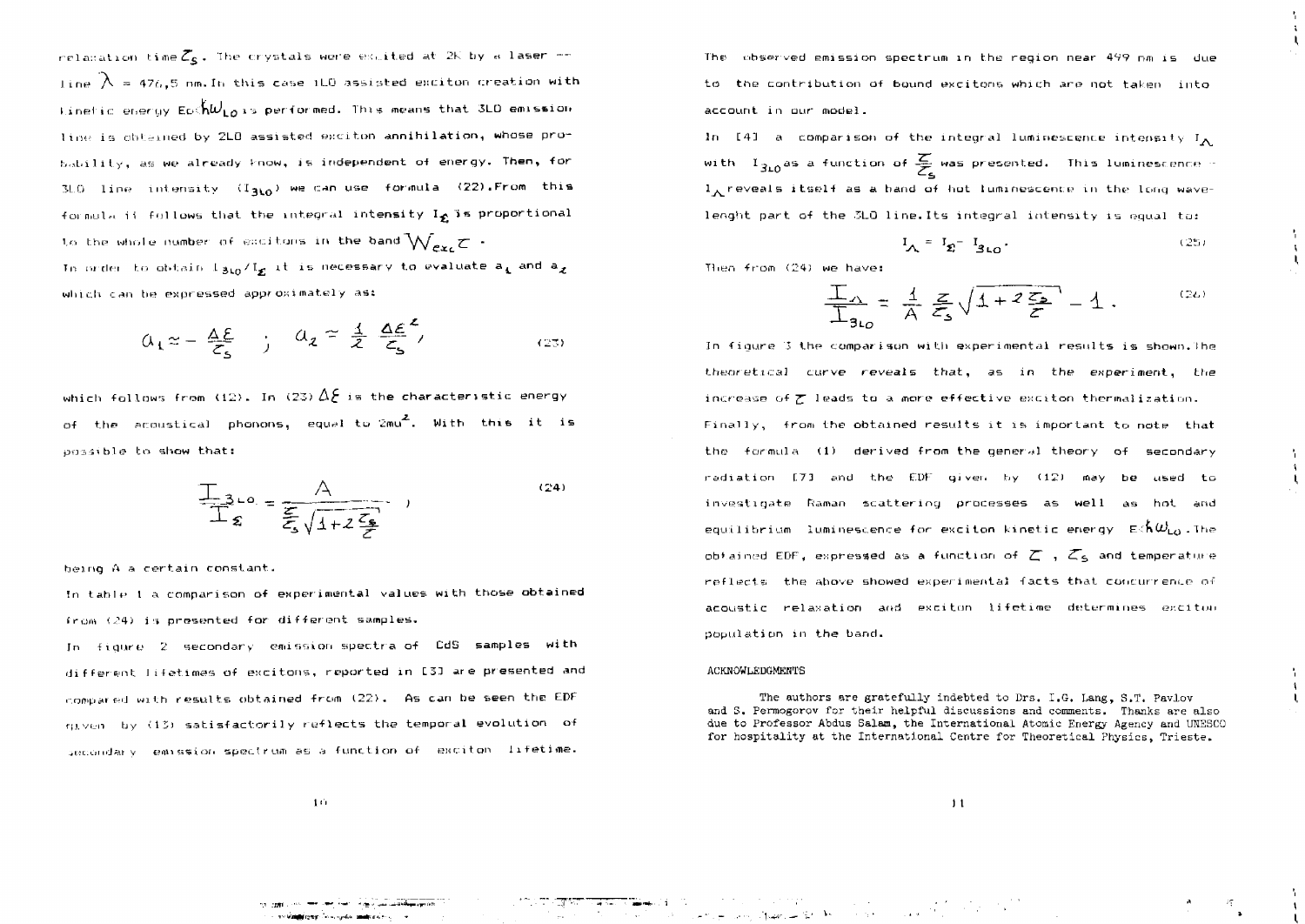relaxation time $\tau_s$. The crystals were excited at 2K by a laser line $\lambda$ = 476,5 nm. In this case 1LO assisted exciton creation with kinetic energy $E \leq \hbar\omega_{LO}$ is performed. This means that 3LO emission line is obtained by 2LO assisted exciton annihilation, whose probability, as we already know, is independent of energy. Then, for 3LO line intensity ($I_{3LO}$) we can use formula (22). From this formula it follows that the integral intensity $I_\Sigma$ is proportional to the whole number of excitons in the band $W_{exc}\tau$.

In order to obtain $I_{3LO}/I_\Sigma$ it is necessary to evaluate $a_1$ and $a_2$ which can be expressed approximately as:

$$a_1 \simeq -\frac{\Delta\varepsilon}{\tau_s} \quad ; \quad a_2 \simeq \frac{1}{2}\,\frac{\Delta\varepsilon^2}{\tau_s}, \tag{23}$$

which follows from (12). In (23) $\Delta\varepsilon$ is the characteristic energy of the acoustical phonons, equal to $2mu^2$. With this it is possible to show that:

$$\frac{I_{3LO}}{I_\Sigma} = \frac{A}{\frac{\tau}{\tau_s}\sqrt{1+2\frac{\tau_s}{\tau}}} \tag{24}$$

being A a certain constant.

In table 1 a comparison of experimental values with those obtained from (24) is presented for different samples.

In figure 2 secondary emission spectra of CdS samples with different lifetimes of excitons, reported in [3] are presented and compared with results obtained from (22). As can be seen the EDF given by (13) satisfactorily reflects the temporal evolution of secondary emission spectrum as a function of exciton lifetime.

The observed emission spectrum in the region near 499 nm is due to the contribution of bound excitons which are not taken into account in our model.

In [4] a comparison of the integral luminescence intensity $I_\Lambda$ with $I_{3LO}$ as a function of $\frac{\tau}{\tau_s}$ was presented. This luminescence $I_\Lambda$ reveals itself as a band of hot luminescence in the long wavelenght part of the 3LO line. Its integral intensity is equal to:

$$I_\Lambda = I_\Sigma - I_{3LO}. \tag{25}$$

Then from (24) we have:

$$\frac{I_\Lambda}{I_{3LO}} = \frac{1}{A}\,\frac{\tau}{\tau_s}\sqrt{1+2\frac{\tau_s}{\tau}} - 1. \tag{26}$$

In figure 3 the comparison with experimental results is shown. The theoretical curve reveals that, as in the experiment, the increase of $\tau$ leads to a more effective exciton thermalization.

Finally, from the obtained results it is important to note that the formula (1) derived from the general theory of secondary radiation [7] and the EDF given by (12) may be used to investigate Raman scattering processes as well as hot and equilibrium luminescence for exciton kinetic energy $E \leq \hbar\omega_{LO}$. The obtained EDF, expressed as a function of $\tau$, $\tau_s$ and temperature reflects the above showed experimental facts that concurrence of acoustic relaxation and exciton lifetime determines exciton population in the band.

## ACKNOWLEDGMENTS

The authors are gratefully indebted to Drs. I.G. Lang, S.T. Pavlov and S. Permogorov for their helpful discussions and comments. Thanks are also due to Professor Abdus Salam, the International Atomic Energy Agency and UNESCO for hospitality at the International Centre for Theoretical Physics, Trieste.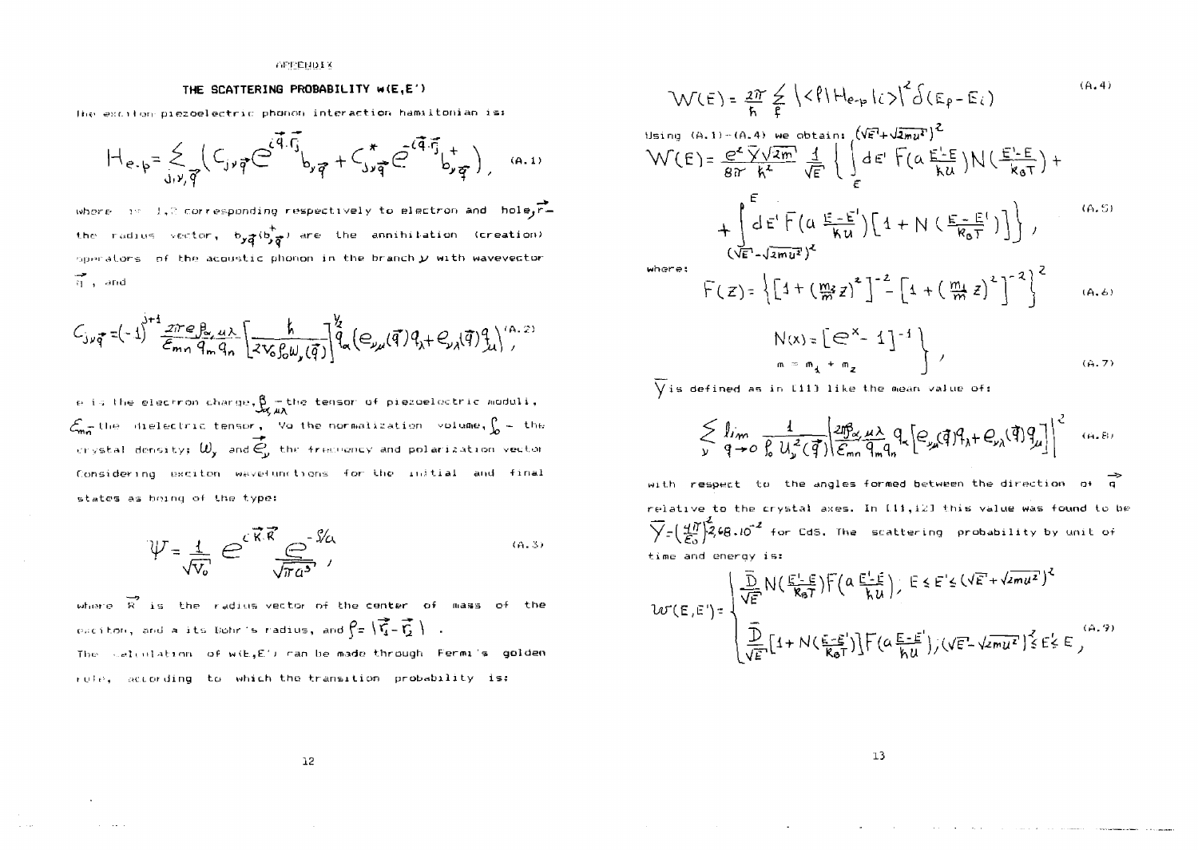APPENDIX

## THE SCATTERING PROBABILITY w(E,E')

The exciton piezoelectric phonon interaction hamiltonian is:

$$H_{e-p}=\sum_{j,\nu,\vec{q}}\left(C_{j\nu\vec{q}}\,e^{i\vec{q}\cdot\vec{r}_j}\,b_{\nu\vec{q}}+C^*_{j\nu\vec{q}}\,e^{-i\vec{q}\cdot\vec{r}_j}\,b^+_{\nu\vec{q}}\right), \qquad (A.1)$$

where $j=1,2$ corresponding respectively to electron and hole, $\vec{r}$ – the radius vector, $b_{\nu\vec{q}}(b^+_{\nu\vec{q}})$ are the annihilation (creation) operators of the acoustic phonon in the branch $\nu$ with wavevector $\vec{q}$, and

$$C_{j\nu\vec{q}}=(-1)^{j+1}\frac{2\pi e\,\beta_{\alpha,\mu\lambda}}{\varepsilon_{mn}\,q_m q_n}\left[\frac{\hbar}{2V_0\rho_0\omega_\nu(\vec{q})}\right]^{1/2} q_\alpha\left(e_{\nu\mu}(\vec{q})q_\lambda+e_{\nu\lambda}(\vec{q})q_\mu\right), \qquad (A.2)$$

e is the electron charge, $\beta_{\alpha,\mu\lambda}$ – the tensor of piezoelectric moduli, $\varepsilon_{mn}$ – the dielectric tensor, $V_0$ the normalization volume, $\rho_0$ – the crystal density; $\omega_\nu$ and $\vec{e}_\nu$ the frequency and polarization vector.

Considering exciton wavefunctions for the initial and final states as being of the type:

$$\Psi=\frac{1}{\sqrt{V_0}}\,e^{i\vec{K}\cdot\vec{R}}\,\frac{e^{-\rho/a}}{\sqrt{\pi a^3}}, \qquad (A.3)$$

where $\vec{R}$ is the radius vector of the center of mass of the exciton, and a its Bohr's radius, and $\rho=|\vec{r}_1-\vec{r}_2|$.

The calculation of w(E,E') can be made through Fermi's golden rule, according to which the transition probability is:

$$W(E)=\frac{2\pi}{\hbar}\sum_f|\langle f|H_{e-p}|i\rangle|^2\,\delta(E_f-E_i) \qquad (A.4)$$

Using (A.1)–(A.4) we obtain:

$$W(E)=\frac{e^2\,\bar{\gamma}\sqrt{2m}}{8\pi\,\hbar^2}\frac{1}{\sqrt{E}}\left\{\int_E^{(\sqrt{E}+\sqrt{2mu^2})^2}dE'\,F\!\left(a\frac{E'-E}{\hbar u}\right)N\!\left(\frac{E'-E}{k_BT}\right)+\int_{(\sqrt{E}-\sqrt{2mu^2})^2}^{E}dE'\,F\!\left(a\frac{E-E'}{\hbar u}\right)\left[1+N\!\left(\frac{E-E'}{k_BT}\right)\right]\right\}, \qquad (A.5)$$

where:

$$F(z)=\left\{\left[1+\left(\frac{m_2}{m}z\right)^2\right]^{-2}-\left[1+\left(\frac{m_1}{m}z\right)^2\right]^{-2}\right\}^2 \qquad (A.6)$$

$$\left.\begin{aligned}N(x)&=\left[e^x-1\right]^{-1}\\ m&=m_1+m_2\end{aligned}\right\}, \qquad (A.7)$$

$\bar{\gamma}$ is defined as in [11] like the mean value of:

$$\sum_\nu \lim_{q\to 0}\frac{1}{\rho_0\,u_\nu^2(\vec{q})}\left|\frac{2\pi\beta_{\alpha,\mu\lambda}}{\varepsilon_{mn}\,q_m q_n}q_\alpha\left[e_{\nu\mu}(\vec{q})q_\lambda+e_{\nu\lambda}(\vec{q})q_\mu\right]\right|^2 \qquad (A.8)$$

with respect to the angles formed between the direction of $\vec{q}$ relative to the crystal axes. In [11,12] this value was found to be $\bar{\gamma}=\left(\frac{4\pi}{\varepsilon_0}\right)^2 2.68\cdot10^{-2}$ for CdS. The scattering probability by unit of time and energy is:

$$w(E,E')=\begin{cases}\dfrac{\bar{D}}{\sqrt{E}}\,N\!\left(\dfrac{E'-E}{k_BT}\right)F\!\left(a\dfrac{E'-E}{\hbar u}\right); & E\le E'\le(\sqrt{E}+\sqrt{2mu^2})^2\\[2ex] \dfrac{\bar{D}}{\sqrt{E}}\left[1+N\!\left(\dfrac{E-E'}{k_BT}\right)\right]F\!\left(a\dfrac{E-E'}{\hbar u}\right); & (\sqrt{E}-\sqrt{2mu^2})^2\le E'\le E\end{cases}, \qquad (A.9)$$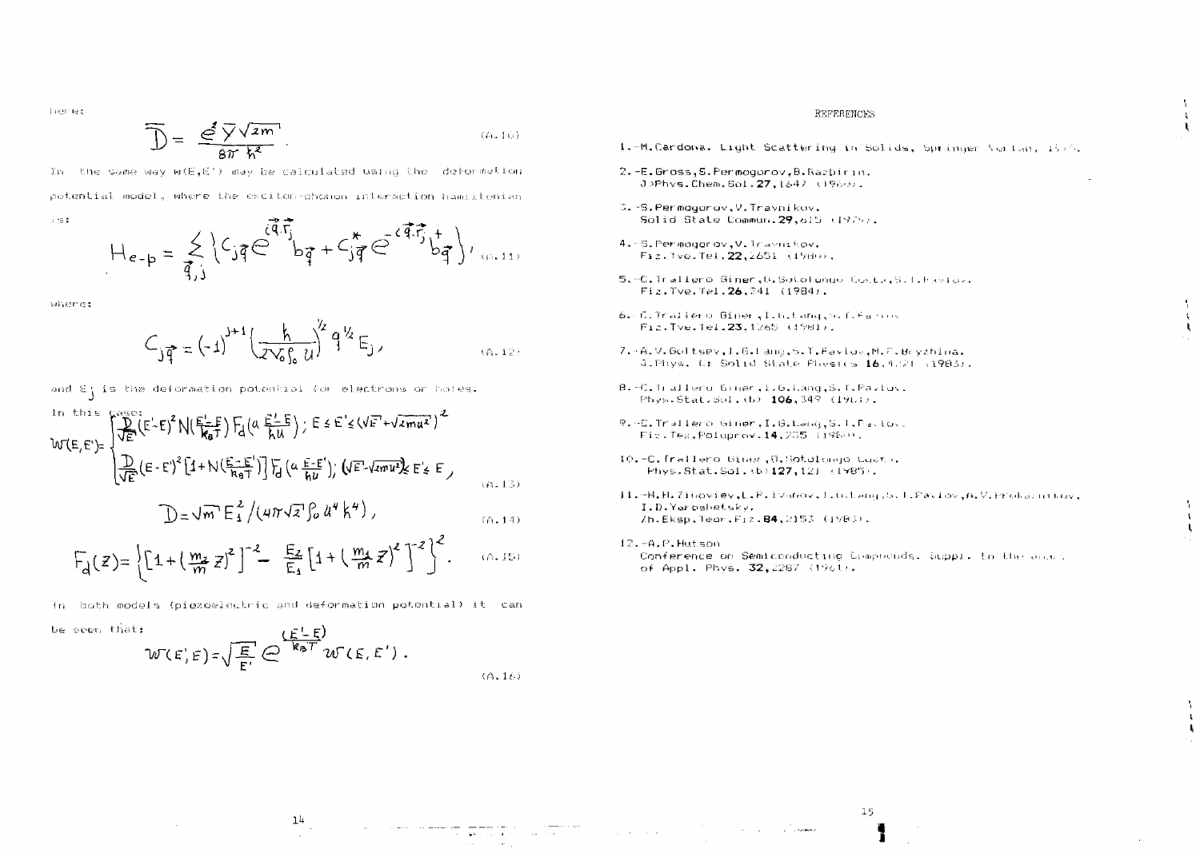here:

$$\overline{D} = \frac{e^2 \overline{\gamma} \sqrt{2m}}{8\pi \hbar^2}. \qquad (A.10)$$

In the same way $w(E,E')$ may be calculated using the deformation potential model, where the exciton-phonon interaction hamiltonian is:

$$H_{e-p} = \sum_{\vec{q},j} \left\{ C_{j\vec{q}} e^{i\vec{q}.\vec{r}_j} b_{\vec{q}} + C^*_{j\vec{q}} e^{-i\vec{q}.\vec{r}_j} b^+_{\vec{q}} \right\}, \qquad (A.11)$$

where:

$$C_{j\vec{q}} = (-1)^{j+1} \left( \frac{\hbar}{2V_0 \rho_0 u} \right)^{1/2} q^{1/2} E_j, \qquad (A.12)$$

and $E_j$ is the deformation potential for electrons or holes.

In this case:

$$W(E,E') = \begin{cases} \frac{D}{\sqrt{E}} (E'-E)^2 N\left(\frac{E'-E}{k_B T}\right) F_d\left(a \frac{E'-E}{\hbar u}\right); \; E \le E' \le (\sqrt{E} + \sqrt{2mu^2})^2 \\ \frac{D}{\sqrt{E}} (E-E')^2 \left[1 + N\left(\frac{E-E'}{k_B T}\right)\right] F_d\left(a \frac{E-E'}{\hbar u}\right); \; (\sqrt{E} - \sqrt{2mu^2})^2 \le E' \le E, \end{cases} \qquad (A.13)$$

$$D = \sqrt{m}\, E_1^2 / (4\pi \sqrt{2} \rho_0 u^4 \hbar^4), \qquad (A.14)$$

$$F_d(z) = \left\{ \left[ 1 + \left(\frac{m_2}{m} z\right)^2 \right]^{-2} - \frac{E_2}{E_1} \left[ 1 + \left(\frac{m_1}{m} z\right)^2 \right]^{-2} \right\}^2. \qquad (A.15)$$

In both models (piezoelectric and deformation potential) it can be seen that:

$$W(E',E) = \sqrt{\frac{E}{E'}}\, e^{\frac{(E'-E)}{k_B T}}\, W(E,E'). \qquad (A.16)$$

## REFERENCES

1. M. Cardona. Light Scattering in Solids, Springer Verlag, 1975.
2. E. Gross, S. Permogorov, B. Razbirin. J. Phys. Chem. Sol. **27**, 1647 (1966).
3. S. Permogorov, V. Travnikov. Solid State Commun. **29**, 615 (1979).
4. S. Permogorov, V. Travnikov. Fiz. Tve. Tel. **22**, 2651 (1980).
5. C. Trallero Giner, O. Sotolongo Costa, S. I. Pavlov. Fiz. Tve. Tel. **26**, 241 (1984).
6. C. Trallero Giner, I. G. Lang, S. T. Pavlov. Fiz. Tve. Tel. **23**, 1265 (1981).
7. A. V. Goltsev, I. G. Lang, S. T. Pavlov, M. F. Bryzhina. J. Phys. C: Solid State Physics **16**, 4221 (1983).
8. C. Trallero Giner, I. G. Lang, S. T. Pavlov. Phys. Stat. Sol. (b) **106**, 349 (1981).
9. C. Trallero Giner, I. G. Lang, S. T. Pavlov. Fiz. Tex. Poluprov. **14**, 235 (1980).
10. C. Trallero Giner, O. Sotolongo Costa. Phys. Stat. Sol. (b) **127**, 121 (1985).
11. H. H. Zinoviev, L. P. Ivanov, I. G. Lang, S. T. Pavlov, A. V. Prokaznikov, I. D. Yaroshetsky. Zh. Eksp. Teor. Fiz. **84**, 2153 (1983).
12. A. R. Hutson. Conference on Semiconducting Compounds. Suppl. to the J. of Appl. Phys. **32**, 2287 (1961).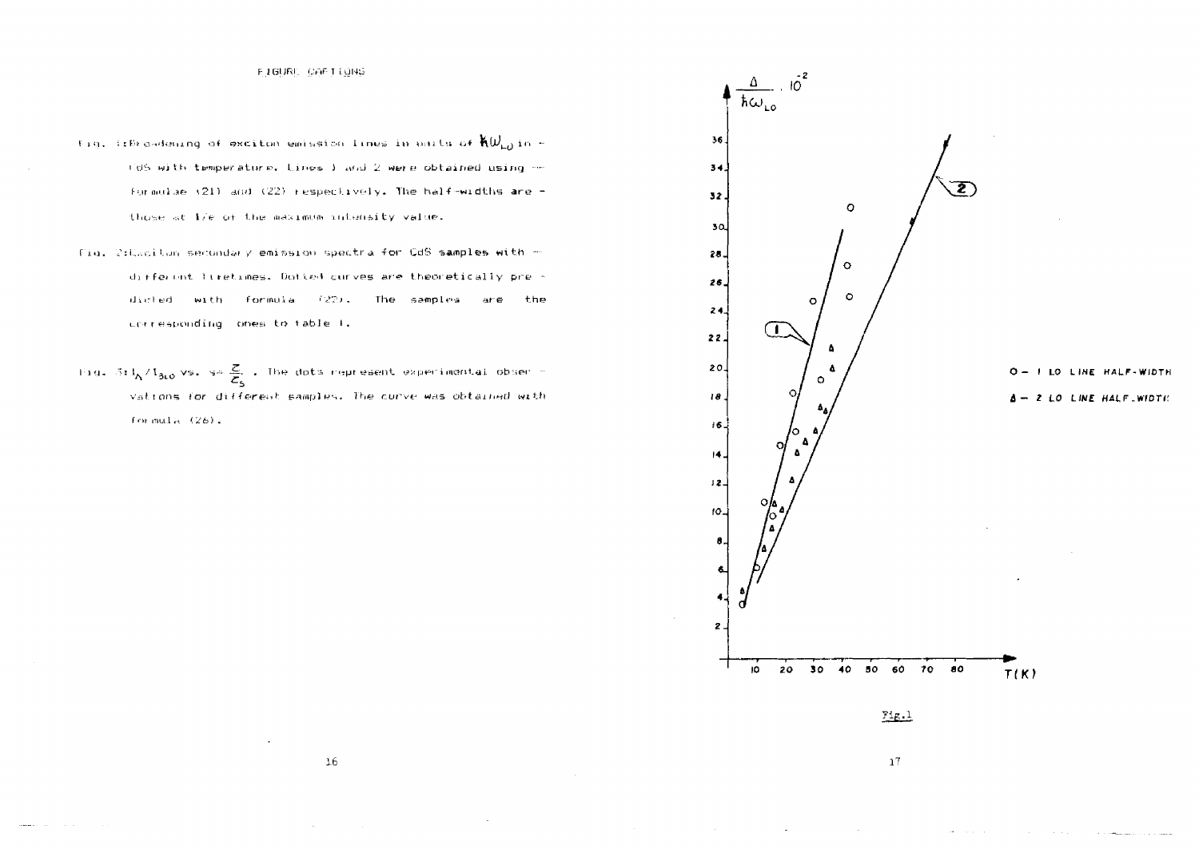FIGURE CAPTIONS

Fig. 1: Broadening of exciton emission lines in units of $\hbar\omega_{LO}$ in CdS with temperature. Lines 1 and 2 were obtained using formulae (21) and (22) respectively. The half-widths are those at 1/e of the maximum intensity value.

Fig. 2: Exciton secondary emission spectra for CdS samples with different lifetimes. Dotted curves are theoretically predicted with formula (25). The samples are the corresponding ones to table I.

Fig. 3: $I_A/I_{3LO}$ vs. $\frac{\tau}{\tau_s}$. The dots represent experimental observations for different samples. The curve was obtained with formula (26).

Fig.1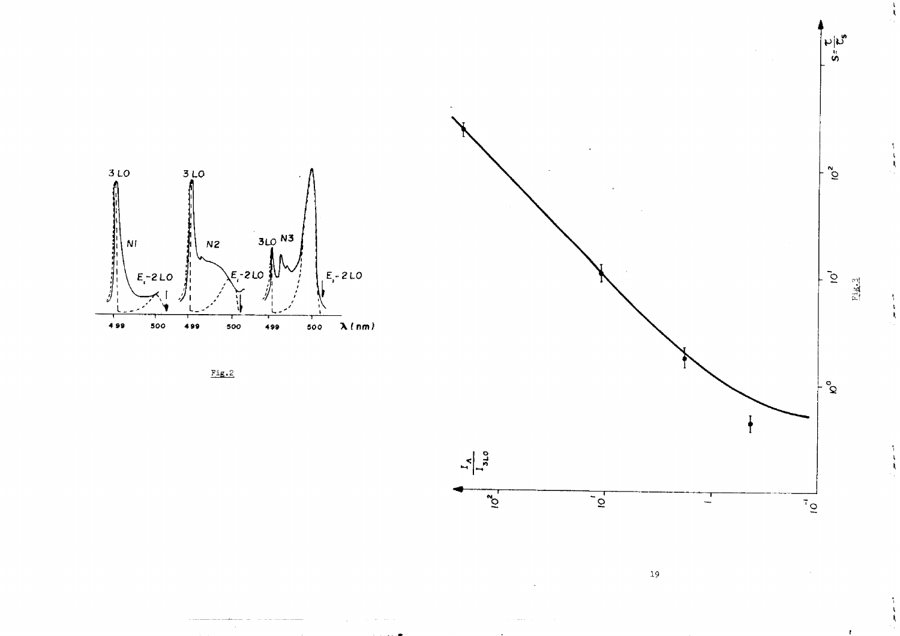Fig.2

Fig.3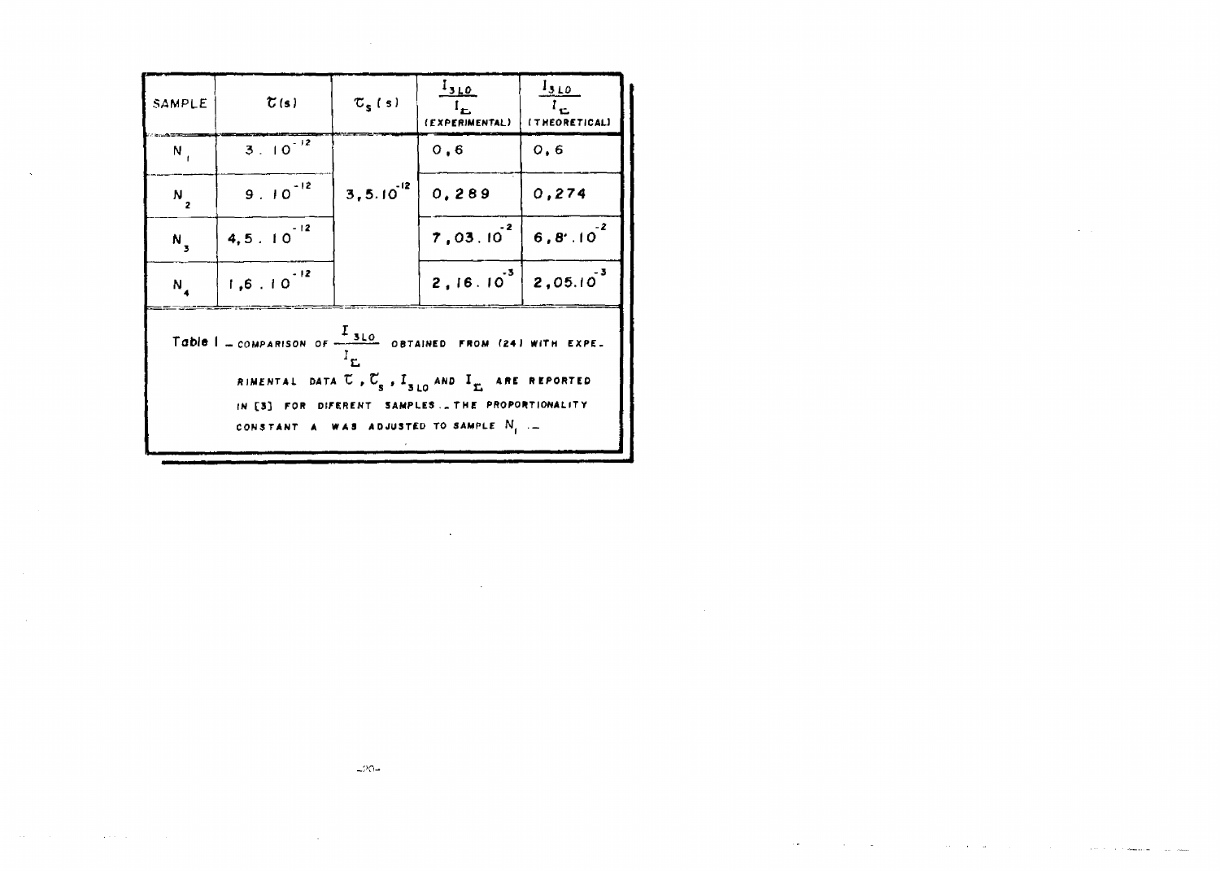| SAMPLE | $\tau$(s) | $\tau_s$ (s) | $\frac{I_{3LO}}{I_\Sigma}$ (EXPERIMENTAL) | $\frac{I_{3LO}}{I_\Sigma}$ (THEORETICAL) |
|---|---|---|---|---|
| $N_1$ | $3 \cdot 10^{-12}$ | $3,5 \cdot 10^{-12}$ | 0,6 | 0,6 |
| $N_2$ | $9 \cdot 10^{-12}$ | | 0,289 | 0,274 |
| $N_3$ | $4,5 \cdot 10^{-12}$ | | $7,03 \cdot 10^{-2}$ | $6,8 \cdot 10^{-2}$ |
| $N_4$ | $1,6 \cdot 10^{-12}$ | | $2,16 \cdot 10^{-3}$ | $2,05 \cdot 10^{-3}$ |

Table I – COMPARISON OF $\frac{I_{3LO}}{I_\Sigma}$ OBTAINED FROM (24) WITH EXPERIMENTAL DATA $\tau$, $\tau_s$, $I_{3LO}$ AND $I_\Sigma$ ARE REPORTED IN [3] FOR DIFERENT SAMPLES. THE PROPORTIONALITY CONSTANT A WAS ADJUSTED TO SAMPLE $N_1$.